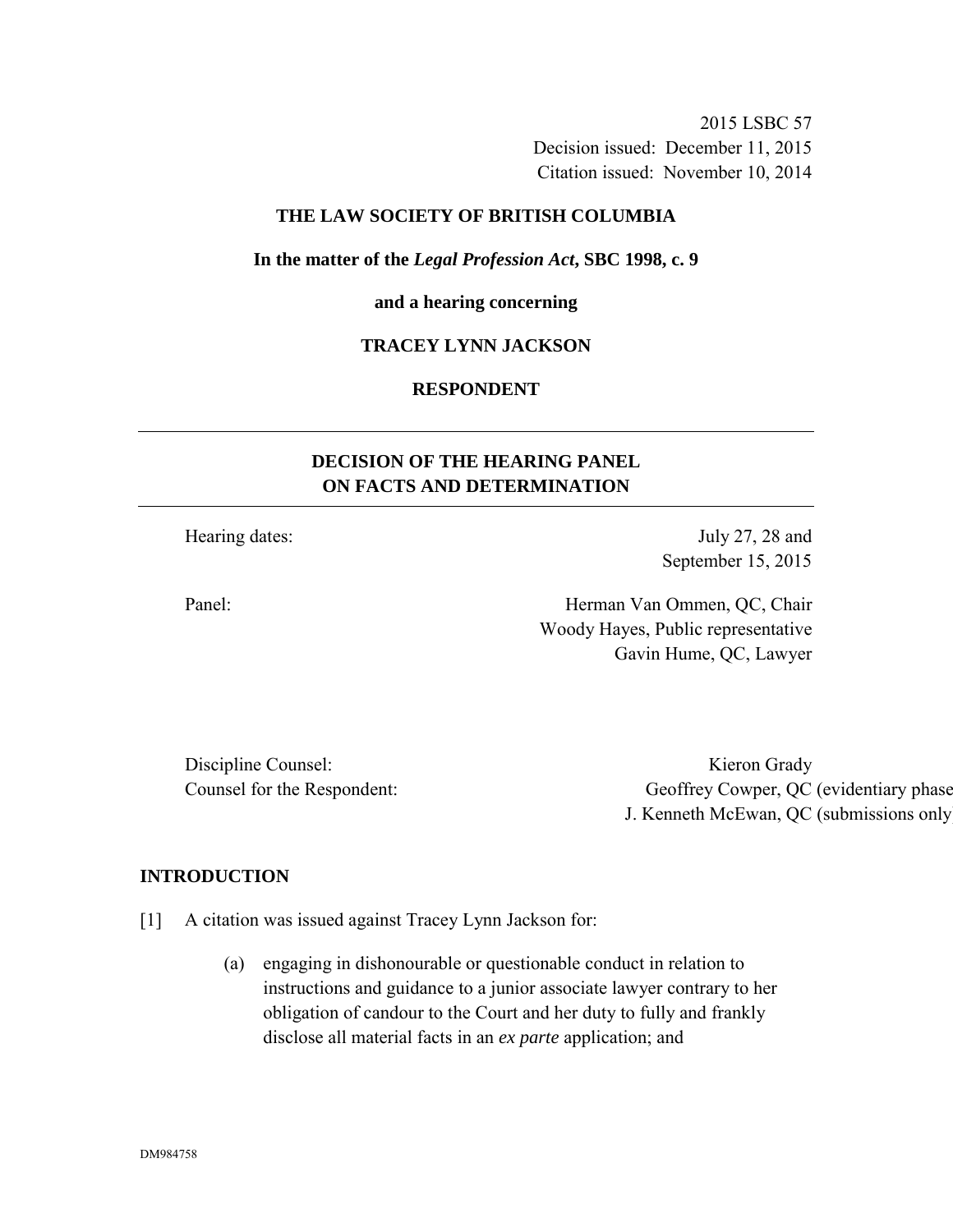2015 LSBC 57
Decision issued: December 11, 2015
Citation issued: November 10, 2014

**THE LAW SOCIETY OF BRITISH COLUMBIA**

**In the matter of the *Legal Profession Act*, SBC 1998, c. 9**

**and a hearing concerning**

**TRACEY LYNN JACKSON**

**RESPONDENT**

---

## DECISION OF THE HEARING PANEL ON FACTS AND DETERMINATION

---

| | |
|---|---|
| Hearing dates: | July 27, 28 and September 15, 2015 |
| Panel: | Herman Van Ommen, QC, Chair<br>Woody Hayes, Public representative<br>Gavin Hume, QC, Lawyer |

| | |
|---|---|
| Discipline Counsel: | Kieron Grady |
| Counsel for the Respondent: | Geoffrey Cowper, QC (evidentiary phase<br>J. Kenneth McEwan, QC (submissions only |

## INTRODUCTION

[1] A citation was issued against Tracey Lynn Jackson for:

(a) engaging in dishonourable or questionable conduct in relation to instructions and guidance to a junior associate lawyer contrary to her obligation of candour to the Court and her duty to fully and frankly disclose all material facts in an *ex parte* application; and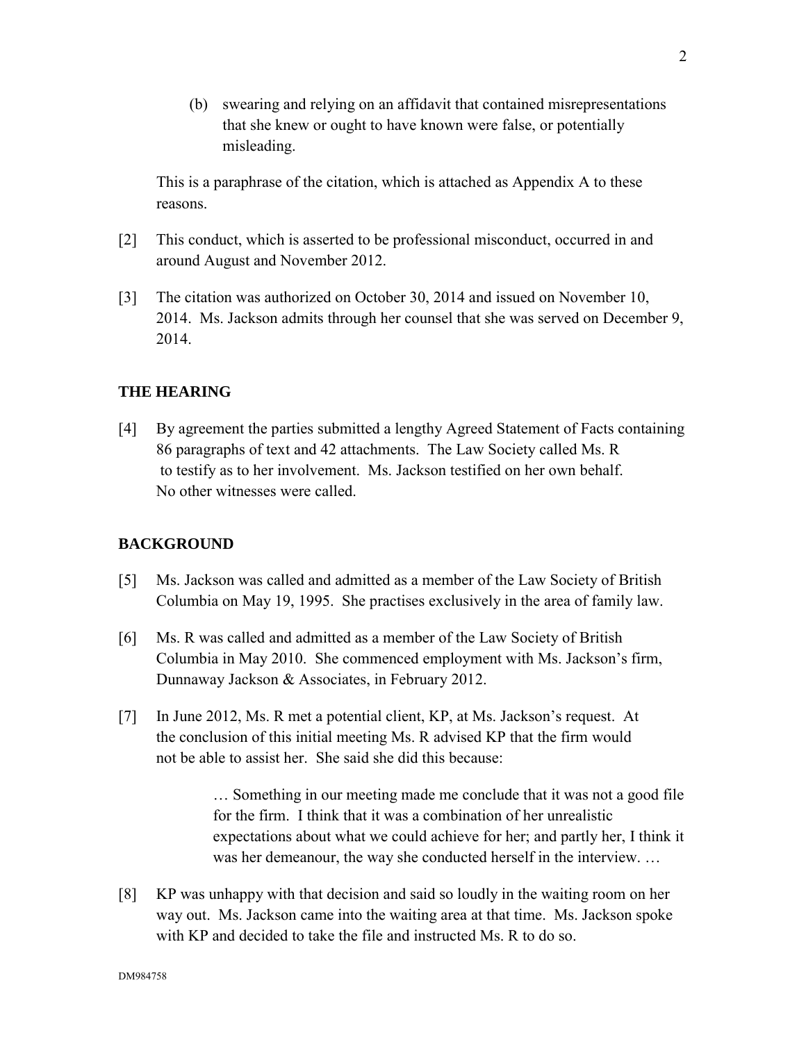(b) swearing and relying on an affidavit that contained misrepresentations that she knew or ought to have known were false, or potentially misleading.

This is a paraphrase of the citation, which is attached as Appendix A to these reasons.

[2] This conduct, which is asserted to be professional misconduct, occurred in and around August and November 2012.

[3] The citation was authorized on October 30, 2014 and issued on November 10, 2014. Ms. Jackson admits through her counsel that she was served on December 9, 2014.

## THE HEARING

[4] By agreement the parties submitted a lengthy Agreed Statement of Facts containing 86 paragraphs of text and 42 attachments. The Law Society called Ms. R to testify as to her involvement. Ms. Jackson testified on her own behalf. No other witnesses were called.

## BACKGROUND

[5] Ms. Jackson was called and admitted as a member of the Law Society of British Columbia on May 19, 1995. She practises exclusively in the area of family law.

[6] Ms. R was called and admitted as a member of the Law Society of British Columbia in May 2010. She commenced employment with Ms. Jackson's firm, Dunnaway Jackson & Associates, in February 2012.

[7] In June 2012, Ms. R met a potential client, KP, at Ms. Jackson's request. At the conclusion of this initial meeting Ms. R advised KP that the firm would not be able to assist her. She said she did this because:

> … Something in our meeting made me conclude that it was not a good file for the firm. I think that it was a combination of her unrealistic expectations about what we could achieve for her; and partly her, I think it was her demeanour, the way she conducted herself in the interview. …

[8] KP was unhappy with that decision and said so loudly in the waiting room on her way out. Ms. Jackson came into the waiting area at that time. Ms. Jackson spoke with KP and decided to take the file and instructed Ms. R to do so.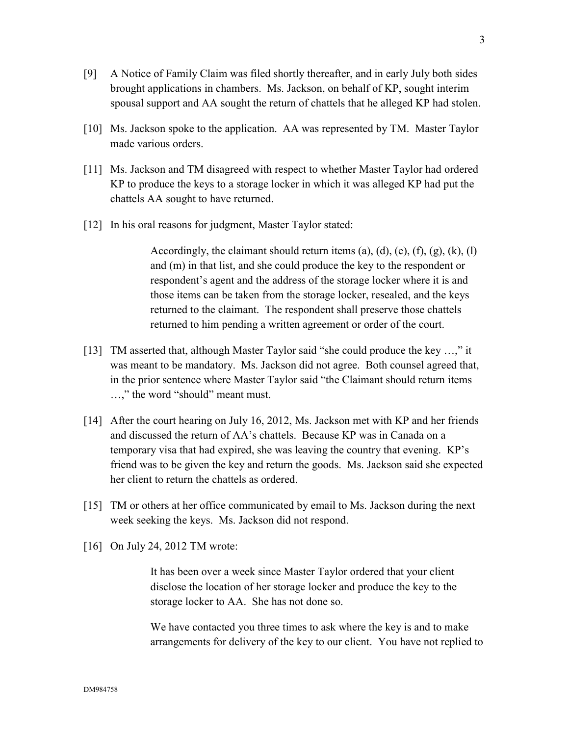[9] A Notice of Family Claim was filed shortly thereafter, and in early July both sides brought applications in chambers. Ms. Jackson, on behalf of KP, sought interim spousal support and AA sought the return of chattels that he alleged KP had stolen.

[10] Ms. Jackson spoke to the application. AA was represented by TM. Master Taylor made various orders.

[11] Ms. Jackson and TM disagreed with respect to whether Master Taylor had ordered KP to produce the keys to a storage locker in which it was alleged KP had put the chattels AA sought to have returned.

[12] In his oral reasons for judgment, Master Taylor stated:

> Accordingly, the claimant should return items (a), (d), (e), (f), (g), (k), (l) and (m) in that list, and she could produce the key to the respondent or respondent's agent and the address of the storage locker where it is and those items can be taken from the storage locker, resealed, and the keys returned to the claimant. The respondent shall preserve those chattels returned to him pending a written agreement or order of the court.

[13] TM asserted that, although Master Taylor said "she could produce the key …," it was meant to be mandatory. Ms. Jackson did not agree. Both counsel agreed that, in the prior sentence where Master Taylor said "the Claimant should return items …," the word "should" meant must.

[14] After the court hearing on July 16, 2012, Ms. Jackson met with KP and her friends and discussed the return of AA's chattels. Because KP was in Canada on a temporary visa that had expired, she was leaving the country that evening. KP's friend was to be given the key and return the goods. Ms. Jackson said she expected her client to return the chattels as ordered.

[15] TM or others at her office communicated by email to Ms. Jackson during the next week seeking the keys. Ms. Jackson did not respond.

[16] On July 24, 2012 TM wrote:

> It has been over a week since Master Taylor ordered that your client disclose the location of her storage locker and produce the key to the storage locker to AA. She has not done so.
>
> We have contacted you three times to ask where the key is and to make arrangements for delivery of the key to our client. You have not replied to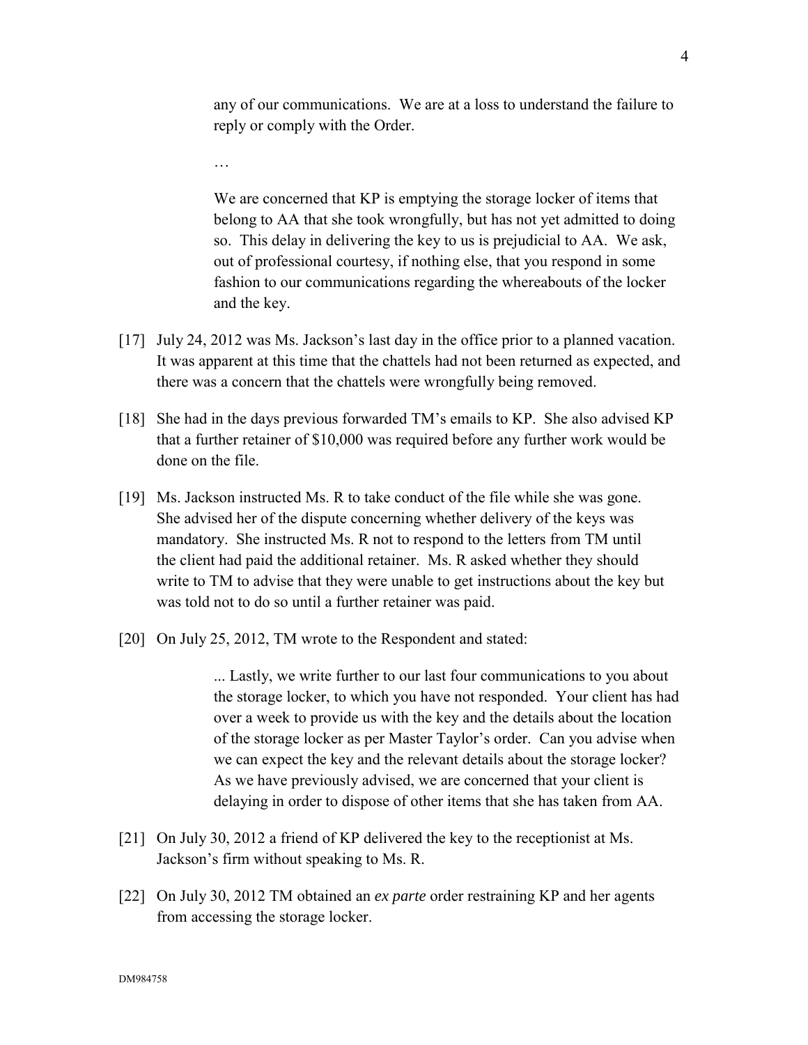> any of our communications. We are at a loss to understand the failure to reply or comply with the Order.
>
> …
>
> We are concerned that KP is emptying the storage locker of items that belong to AA that she took wrongfully, but has not yet admitted to doing so. This delay in delivering the key to us is prejudicial to AA. We ask, out of professional courtesy, if nothing else, that you respond in some fashion to our communications regarding the whereabouts of the locker and the key.

[17] July 24, 2012 was Ms. Jackson's last day in the office prior to a planned vacation. It was apparent at this time that the chattels had not been returned as expected, and there was a concern that the chattels were wrongfully being removed.

[18] She had in the days previous forwarded TM's emails to KP. She also advised KP that a further retainer of $10,000 was required before any further work would be done on the file.

[19] Ms. Jackson instructed Ms. R to take conduct of the file while she was gone. She advised her of the dispute concerning whether delivery of the keys was mandatory. She instructed Ms. R not to respond to the letters from TM until the client had paid the additional retainer. Ms. R asked whether they should write to TM to advise that they were unable to get instructions about the key but was told not to do so until a further retainer was paid.

[20] On July 25, 2012, TM wrote to the Respondent and stated:

> ... Lastly, we write further to our last four communications to you about the storage locker, to which you have not responded. Your client has had over a week to provide us with the key and the details about the location of the storage locker as per Master Taylor's order. Can you advise when we can expect the key and the relevant details about the storage locker? As we have previously advised, we are concerned that your client is delaying in order to dispose of other items that she has taken from AA.

[21] On July 30, 2012 a friend of KP delivered the key to the receptionist at Ms. Jackson's firm without speaking to Ms. R.

[22] On July 30, 2012 TM obtained an *ex parte* order restraining KP and her agents from accessing the storage locker.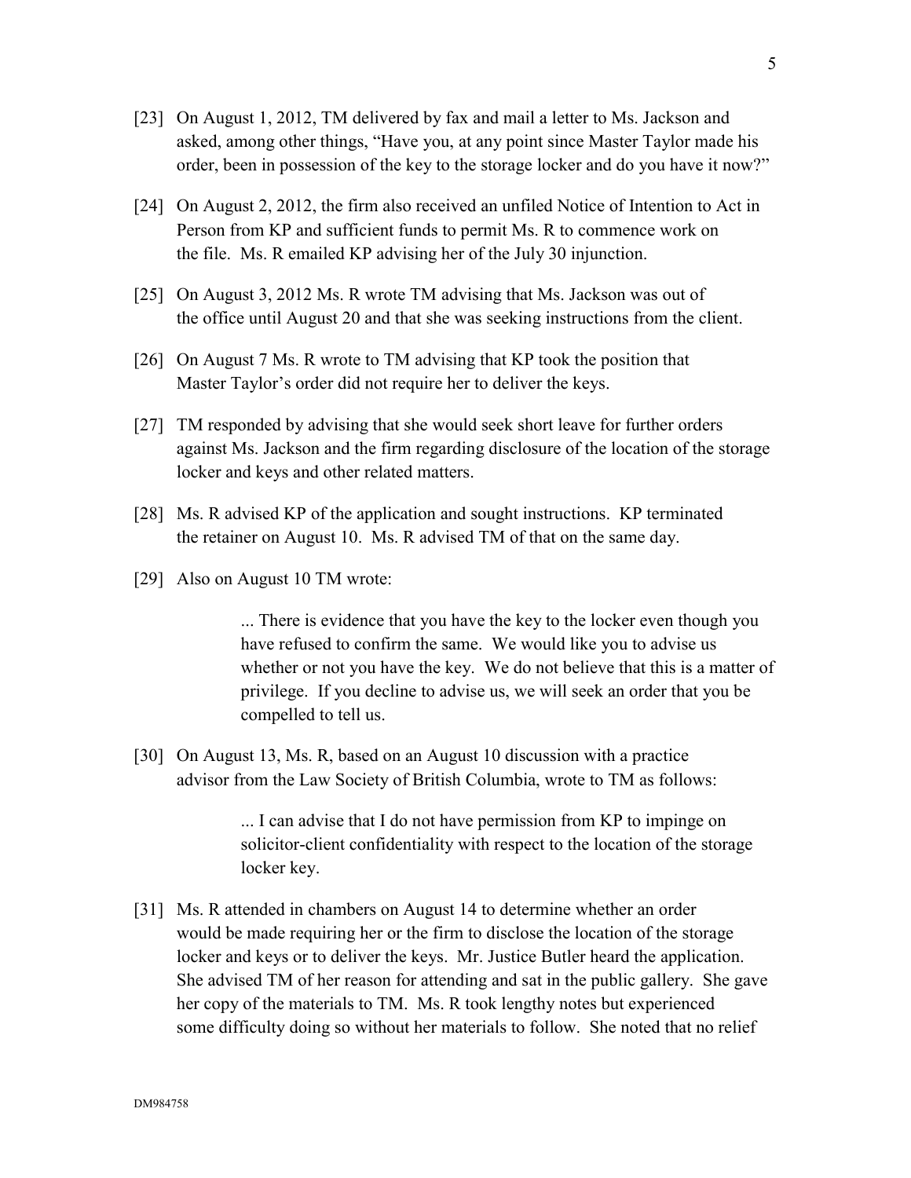[23] On August 1, 2012, TM delivered by fax and mail a letter to Ms. Jackson and asked, among other things, "Have you, at any point since Master Taylor made his order, been in possession of the key to the storage locker and do you have it now?"

[24] On August 2, 2012, the firm also received an unfiled Notice of Intention to Act in Person from KP and sufficient funds to permit Ms. R to commence work on the file. Ms. R emailed KP advising her of the July 30 injunction.

[25] On August 3, 2012 Ms. R wrote TM advising that Ms. Jackson was out of the office until August 20 and that she was seeking instructions from the client.

[26] On August 7 Ms. R wrote to TM advising that KP took the position that Master Taylor's order did not require her to deliver the keys.

[27] TM responded by advising that she would seek short leave for further orders against Ms. Jackson and the firm regarding disclosure of the location of the storage locker and keys and other related matters.

[28] Ms. R advised KP of the application and sought instructions. KP terminated the retainer on August 10. Ms. R advised TM of that on the same day.

[29] Also on August 10 TM wrote:

> ... There is evidence that you have the key to the locker even though you have refused to confirm the same. We would like you to advise us whether or not you have the key. We do not believe that this is a matter of privilege. If you decline to advise us, we will seek an order that you be compelled to tell us.

[30] On August 13, Ms. R, based on an August 10 discussion with a practice advisor from the Law Society of British Columbia, wrote to TM as follows:

> ... I can advise that I do not have permission from KP to impinge on solicitor-client confidentiality with respect to the location of the storage locker key.

[31] Ms. R attended in chambers on August 14 to determine whether an order would be made requiring her or the firm to disclose the location of the storage locker and keys or to deliver the keys. Mr. Justice Butler heard the application. She advised TM of her reason for attending and sat in the public gallery. She gave her copy of the materials to TM. Ms. R took lengthy notes but experienced some difficulty doing so without her materials to follow. She noted that no relief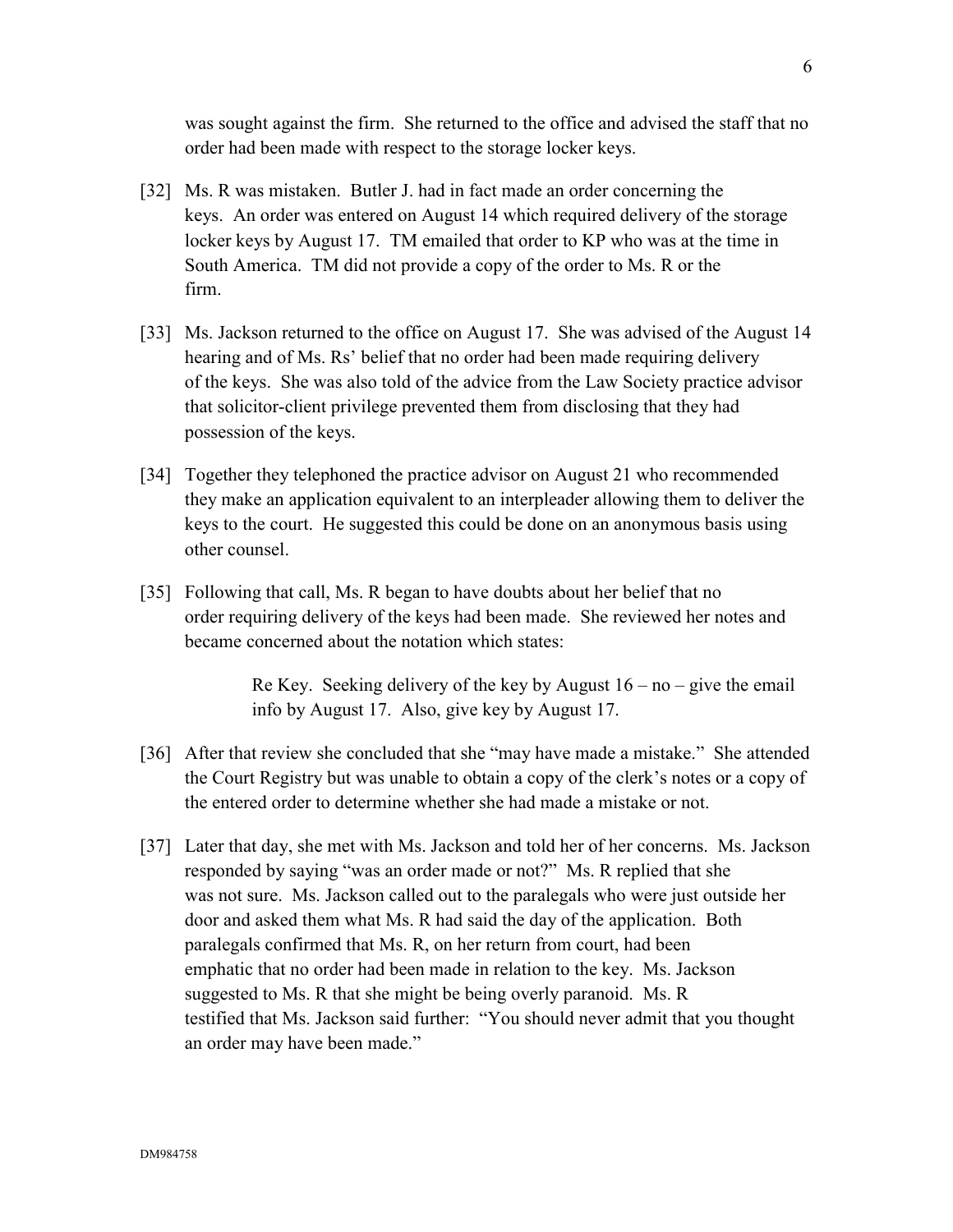was sought against the firm. She returned to the office and advised the staff that no order had been made with respect to the storage locker keys.

[32] Ms. R was mistaken. Butler J. had in fact made an order concerning the keys. An order was entered on August 14 which required delivery of the storage locker keys by August 17. TM emailed that order to KP who was at the time in South America. TM did not provide a copy of the order to Ms. R or the firm.

[33] Ms. Jackson returned to the office on August 17. She was advised of the August 14 hearing and of Ms. Rs' belief that no order had been made requiring delivery of the keys. She was also told of the advice from the Law Society practice advisor that solicitor-client privilege prevented them from disclosing that they had possession of the keys.

[34] Together they telephoned the practice advisor on August 21 who recommended they make an application equivalent to an interpleader allowing them to deliver the keys to the court. He suggested this could be done on an anonymous basis using other counsel.

[35] Following that call, Ms. R began to have doubts about her belief that no order requiring delivery of the keys had been made. She reviewed her notes and became concerned about the notation which states:

> Re Key. Seeking delivery of the key by August 16 – no – give the email info by August 17. Also, give key by August 17.

[36] After that review she concluded that she "may have made a mistake." She attended the Court Registry but was unable to obtain a copy of the clerk's notes or a copy of the entered order to determine whether she had made a mistake or not.

[37] Later that day, she met with Ms. Jackson and told her of her concerns. Ms. Jackson responded by saying "was an order made or not?" Ms. R replied that she was not sure. Ms. Jackson called out to the paralegals who were just outside her door and asked them what Ms. R had said the day of the application. Both paralegals confirmed that Ms. R, on her return from court, had been emphatic that no order had been made in relation to the key. Ms. Jackson suggested to Ms. R that she might be being overly paranoid. Ms. R testified that Ms. Jackson said further: "You should never admit that you thought an order may have been made."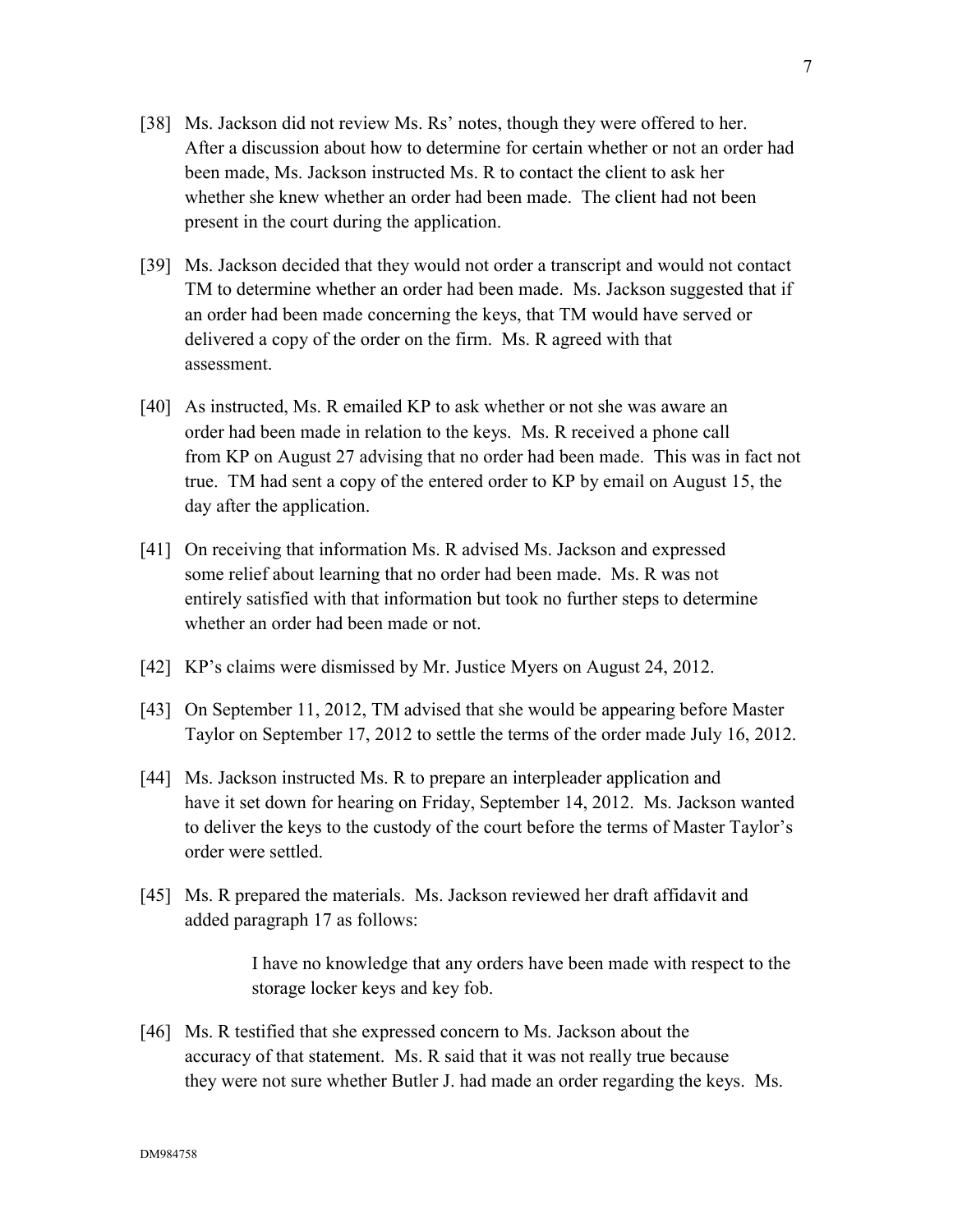[38] Ms. Jackson did not review Ms. Rs' notes, though they were offered to her. After a discussion about how to determine for certain whether or not an order had been made, Ms. Jackson instructed Ms. R to contact the client to ask her whether she knew whether an order had been made. The client had not been present in the court during the application.

[39] Ms. Jackson decided that they would not order a transcript and would not contact TM to determine whether an order had been made. Ms. Jackson suggested that if an order had been made concerning the keys, that TM would have served or delivered a copy of the order on the firm. Ms. R agreed with that assessment.

[40] As instructed, Ms. R emailed KP to ask whether or not she was aware an order had been made in relation to the keys. Ms. R received a phone call from KP on August 27 advising that no order had been made. This was in fact not true. TM had sent a copy of the entered order to KP by email on August 15, the day after the application.

[41] On receiving that information Ms. R advised Ms. Jackson and expressed some relief about learning that no order had been made. Ms. R was not entirely satisfied with that information but took no further steps to determine whether an order had been made or not.

[42] KP's claims were dismissed by Mr. Justice Myers on August 24, 2012.

[43] On September 11, 2012, TM advised that she would be appearing before Master Taylor on September 17, 2012 to settle the terms of the order made July 16, 2012.

[44] Ms. Jackson instructed Ms. R to prepare an interpleader application and have it set down for hearing on Friday, September 14, 2012. Ms. Jackson wanted to deliver the keys to the custody of the court before the terms of Master Taylor's order were settled.

[45] Ms. R prepared the materials. Ms. Jackson reviewed her draft affidavit and added paragraph 17 as follows:

> I have no knowledge that any orders have been made with respect to the storage locker keys and key fob.

[46] Ms. R testified that she expressed concern to Ms. Jackson about the accuracy of that statement. Ms. R said that it was not really true because they were not sure whether Butler J. had made an order regarding the keys. Ms.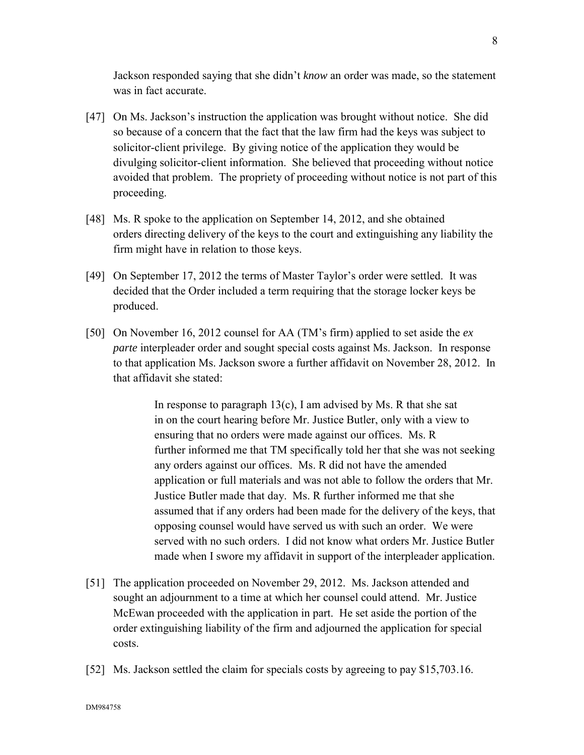Jackson responded saying that she didn't *know* an order was made, so the statement was in fact accurate.

[47] On Ms. Jackson's instruction the application was brought without notice. She did so because of a concern that the fact that the law firm had the keys was subject to solicitor-client privilege. By giving notice of the application they would be divulging solicitor-client information. She believed that proceeding without notice avoided that problem. The propriety of proceeding without notice is not part of this proceeding.

[48] Ms. R spoke to the application on September 14, 2012, and she obtained orders directing delivery of the keys to the court and extinguishing any liability the firm might have in relation to those keys.

[49] On September 17, 2012 the terms of Master Taylor's order were settled. It was decided that the Order included a term requiring that the storage locker keys be produced.

[50] On November 16, 2012 counsel for AA (TM's firm) applied to set aside the *ex parte* interpleader order and sought special costs against Ms. Jackson. In response to that application Ms. Jackson swore a further affidavit on November 28, 2012. In that affidavit she stated:

> In response to paragraph 13(c), I am advised by Ms. R that she sat in on the court hearing before Mr. Justice Butler, only with a view to ensuring that no orders were made against our offices. Ms. R further informed me that TM specifically told her that she was not seeking any orders against our offices. Ms. R did not have the amended application or full materials and was not able to follow the orders that Mr. Justice Butler made that day. Ms. R further informed me that she assumed that if any orders had been made for the delivery of the keys, that opposing counsel would have served us with such an order. We were served with no such orders. I did not know what orders Mr. Justice Butler made when I swore my affidavit in support of the interpleader application.

[51] The application proceeded on November 29, 2012. Ms. Jackson attended and sought an adjournment to a time at which her counsel could attend. Mr. Justice McEwan proceeded with the application in part. He set aside the portion of the order extinguishing liability of the firm and adjourned the application for special costs.

[52] Ms. Jackson settled the claim for specials costs by agreeing to pay $15,703.16.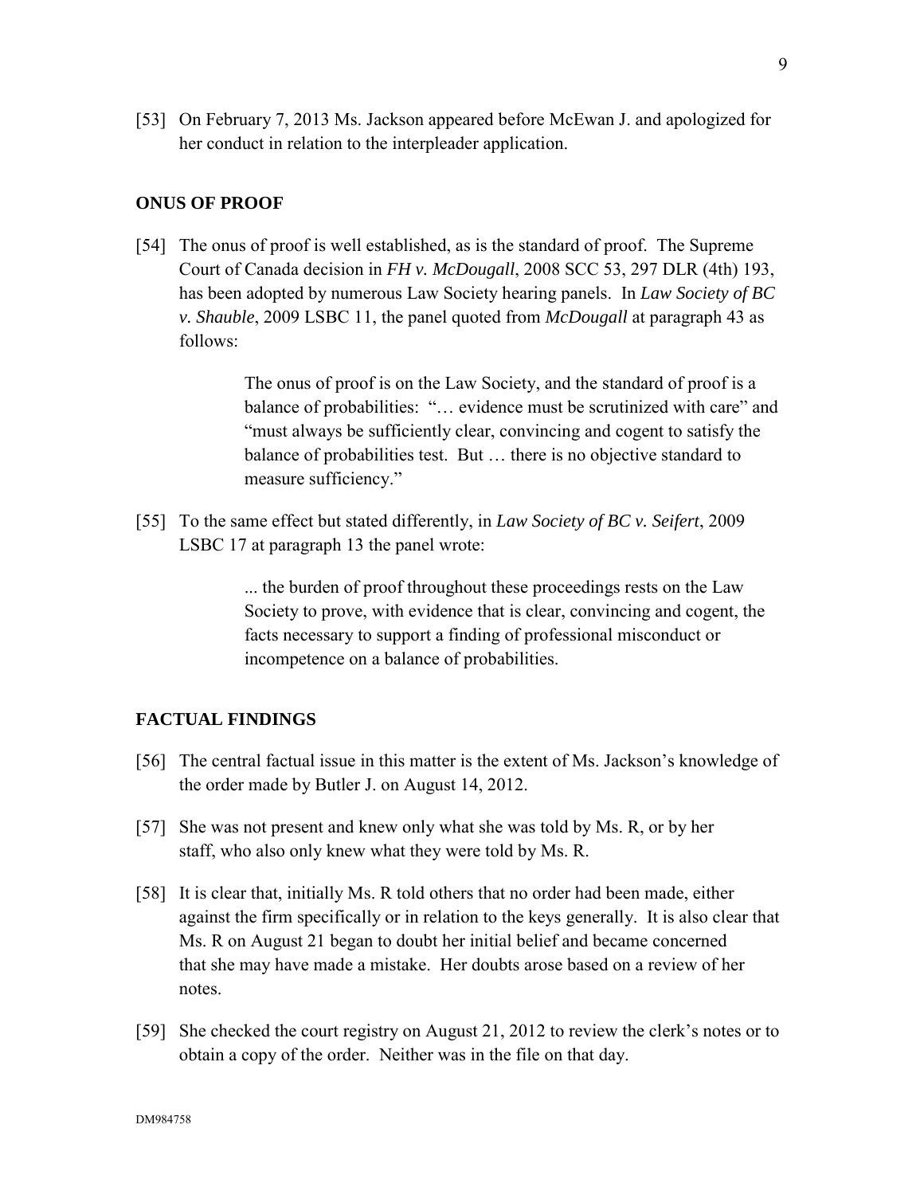[53] On February 7, 2013 Ms. Jackson appeared before McEwan J. and apologized for her conduct in relation to the interpleader application.

## ONUS OF PROOF

[54] The onus of proof is well established, as is the standard of proof. The Supreme Court of Canada decision in *FH v. McDougall*, 2008 SCC 53, 297 DLR (4th) 193, has been adopted by numerous Law Society hearing panels. In *Law Society of BC v. Shauble*, 2009 LSBC 11, the panel quoted from *McDougall* at paragraph 43 as follows:

> The onus of proof is on the Law Society, and the standard of proof is a balance of probabilities: "… evidence must be scrutinized with care" and "must always be sufficiently clear, convincing and cogent to satisfy the balance of probabilities test. But … there is no objective standard to measure sufficiency."

[55] To the same effect but stated differently, in *Law Society of BC v. Seifert*, 2009 LSBC 17 at paragraph 13 the panel wrote:

> ... the burden of proof throughout these proceedings rests on the Law Society to prove, with evidence that is clear, convincing and cogent, the facts necessary to support a finding of professional misconduct or incompetence on a balance of probabilities.

## FACTUAL FINDINGS

[56] The central factual issue in this matter is the extent of Ms. Jackson's knowledge of the order made by Butler J. on August 14, 2012.

[57] She was not present and knew only what she was told by Ms. R, or by her staff, who also only knew what they were told by Ms. R.

[58] It is clear that, initially Ms. R told others that no order had been made, either against the firm specifically or in relation to the keys generally. It is also clear that Ms. R on August 21 began to doubt her initial belief and became concerned that she may have made a mistake. Her doubts arose based on a review of her notes.

[59] She checked the court registry on August 21, 2012 to review the clerk's notes or to obtain a copy of the order. Neither was in the file on that day.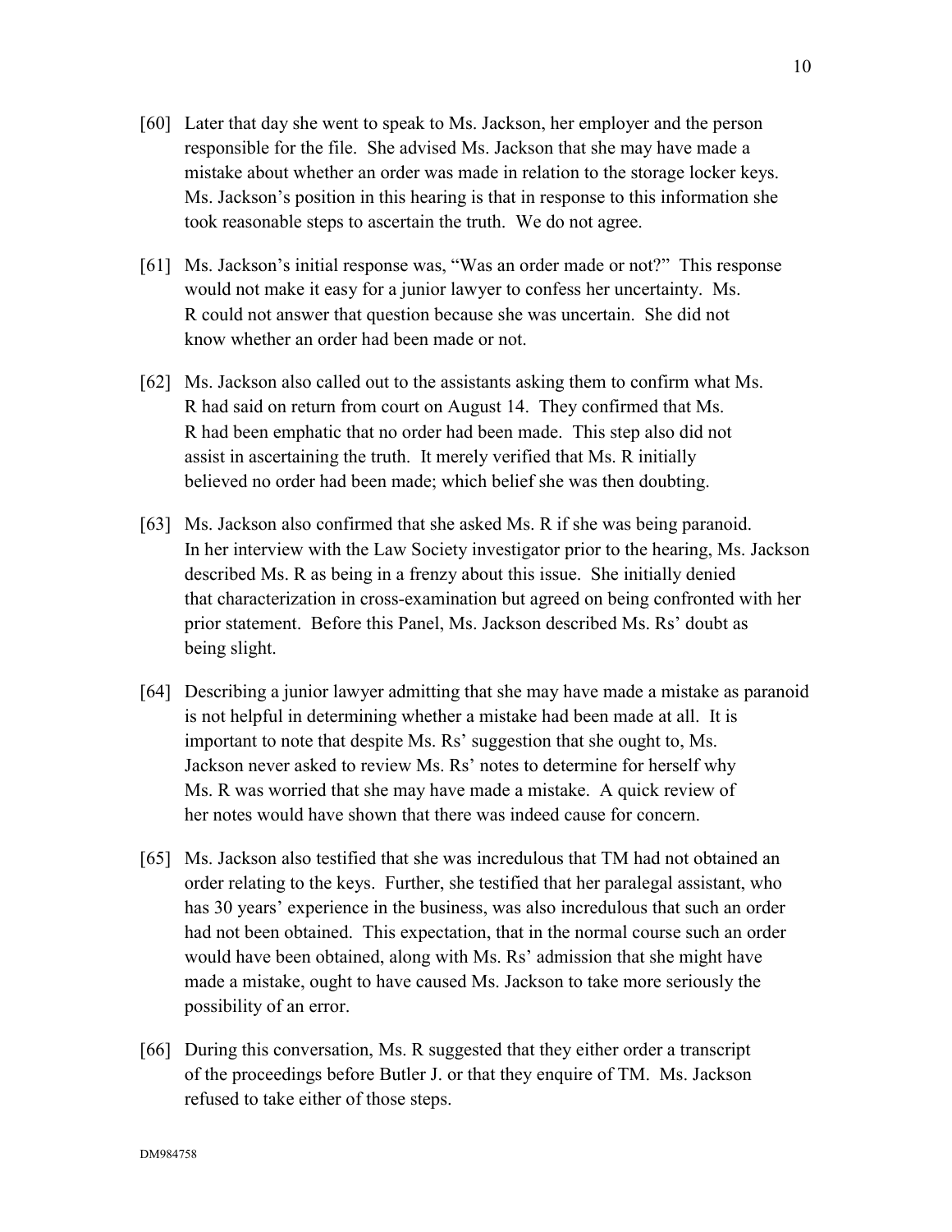[60] Later that day she went to speak to Ms. Jackson, her employer and the person responsible for the file. She advised Ms. Jackson that she may have made a mistake about whether an order was made in relation to the storage locker keys. Ms. Jackson's position in this hearing is that in response to this information she took reasonable steps to ascertain the truth. We do not agree.

[61] Ms. Jackson's initial response was, "Was an order made or not?" This response would not make it easy for a junior lawyer to confess her uncertainty. Ms. R could not answer that question because she was uncertain. She did not know whether an order had been made or not.

[62] Ms. Jackson also called out to the assistants asking them to confirm what Ms. R had said on return from court on August 14. They confirmed that Ms. R had been emphatic that no order had been made. This step also did not assist in ascertaining the truth. It merely verified that Ms. R initially believed no order had been made; which belief she was then doubting.

[63] Ms. Jackson also confirmed that she asked Ms. R if she was being paranoid. In her interview with the Law Society investigator prior to the hearing, Ms. Jackson described Ms. R as being in a frenzy about this issue. She initially denied that characterization in cross-examination but agreed on being confronted with her prior statement. Before this Panel, Ms. Jackson described Ms. Rs' doubt as being slight.

[64] Describing a junior lawyer admitting that she may have made a mistake as paranoid is not helpful in determining whether a mistake had been made at all. It is important to note that despite Ms. Rs' suggestion that she ought to, Ms. Jackson never asked to review Ms. Rs' notes to determine for herself why Ms. R was worried that she may have made a mistake. A quick review of her notes would have shown that there was indeed cause for concern.

[65] Ms. Jackson also testified that she was incredulous that TM had not obtained an order relating to the keys. Further, she testified that her paralegal assistant, who has 30 years' experience in the business, was also incredulous that such an order had not been obtained. This expectation, that in the normal course such an order would have been obtained, along with Ms. Rs' admission that she might have made a mistake, ought to have caused Ms. Jackson to take more seriously the possibility of an error.

[66] During this conversation, Ms. R suggested that they either order a transcript of the proceedings before Butler J. or that they enquire of TM. Ms. Jackson refused to take either of those steps.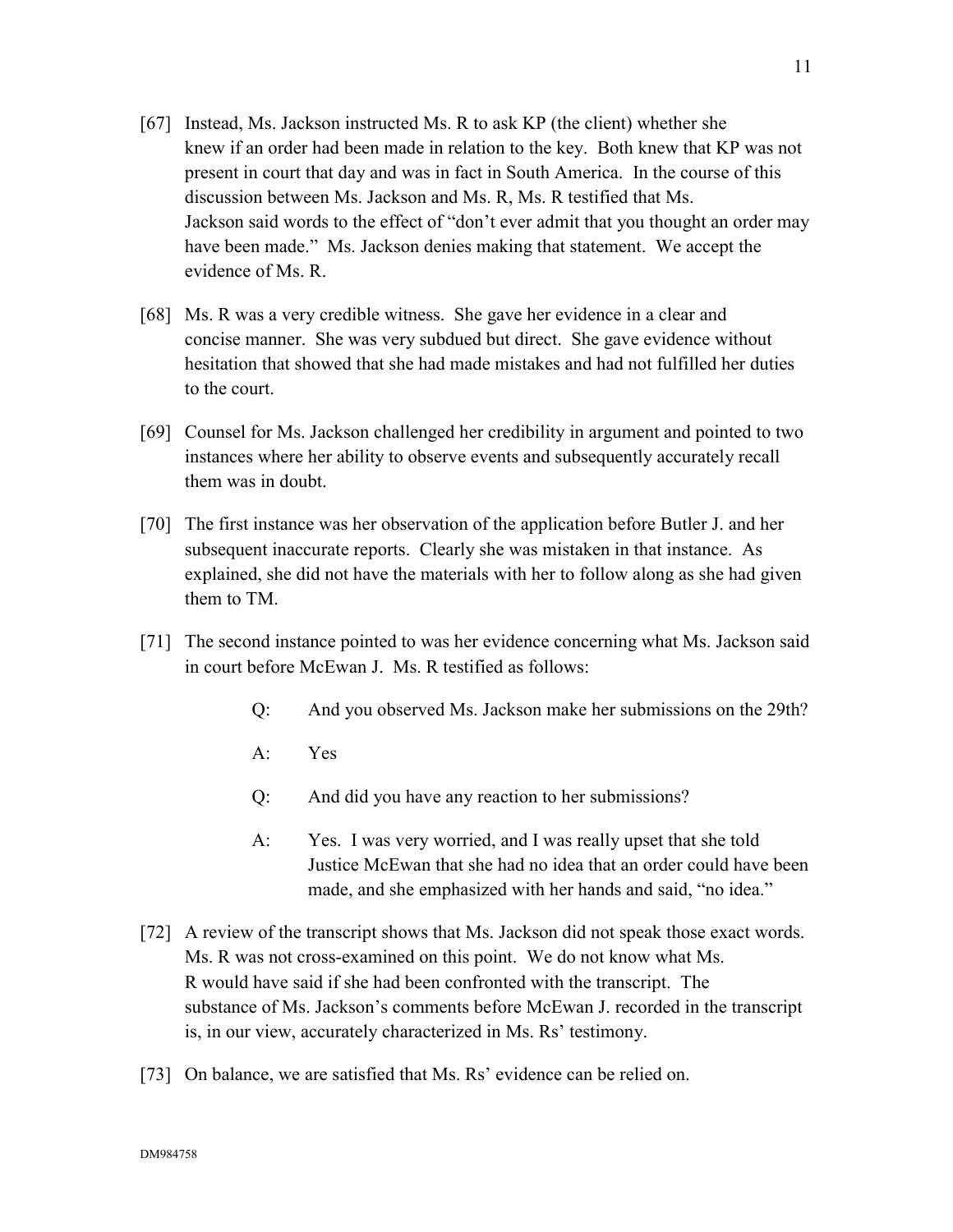[67] Instead, Ms. Jackson instructed Ms. R to ask KP (the client) whether she knew if an order had been made in relation to the key. Both knew that KP was not present in court that day and was in fact in South America. In the course of this discussion between Ms. Jackson and Ms. R, Ms. R testified that Ms. Jackson said words to the effect of "don't ever admit that you thought an order may have been made." Ms. Jackson denies making that statement. We accept the evidence of Ms. R.

[68] Ms. R was a very credible witness. She gave her evidence in a clear and concise manner. She was very subdued but direct. She gave evidence without hesitation that showed that she had made mistakes and had not fulfilled her duties to the court.

[69] Counsel for Ms. Jackson challenged her credibility in argument and pointed to two instances where her ability to observe events and subsequently accurately recall them was in doubt.

[70] The first instance was her observation of the application before Butler J. and her subsequent inaccurate reports. Clearly she was mistaken in that instance. As explained, she did not have the materials with her to follow along as she had given them to TM.

[71] The second instance pointed to was her evidence concerning what Ms. Jackson said in court before McEwan J. Ms. R testified as follows:

> Q: And you observed Ms. Jackson make her submissions on the 29th?
>
> A: Yes
>
> Q: And did you have any reaction to her submissions?
>
> A: Yes. I was very worried, and I was really upset that she told Justice McEwan that she had no idea that an order could have been made, and she emphasized with her hands and said, "no idea."

[72] A review of the transcript shows that Ms. Jackson did not speak those exact words. Ms. R was not cross-examined on this point. We do not know what Ms. R would have said if she had been confronted with the transcript. The substance of Ms. Jackson's comments before McEwan J. recorded in the transcript is, in our view, accurately characterized in Ms. Rs' testimony.

[73] On balance, we are satisfied that Ms. Rs' evidence can be relied on.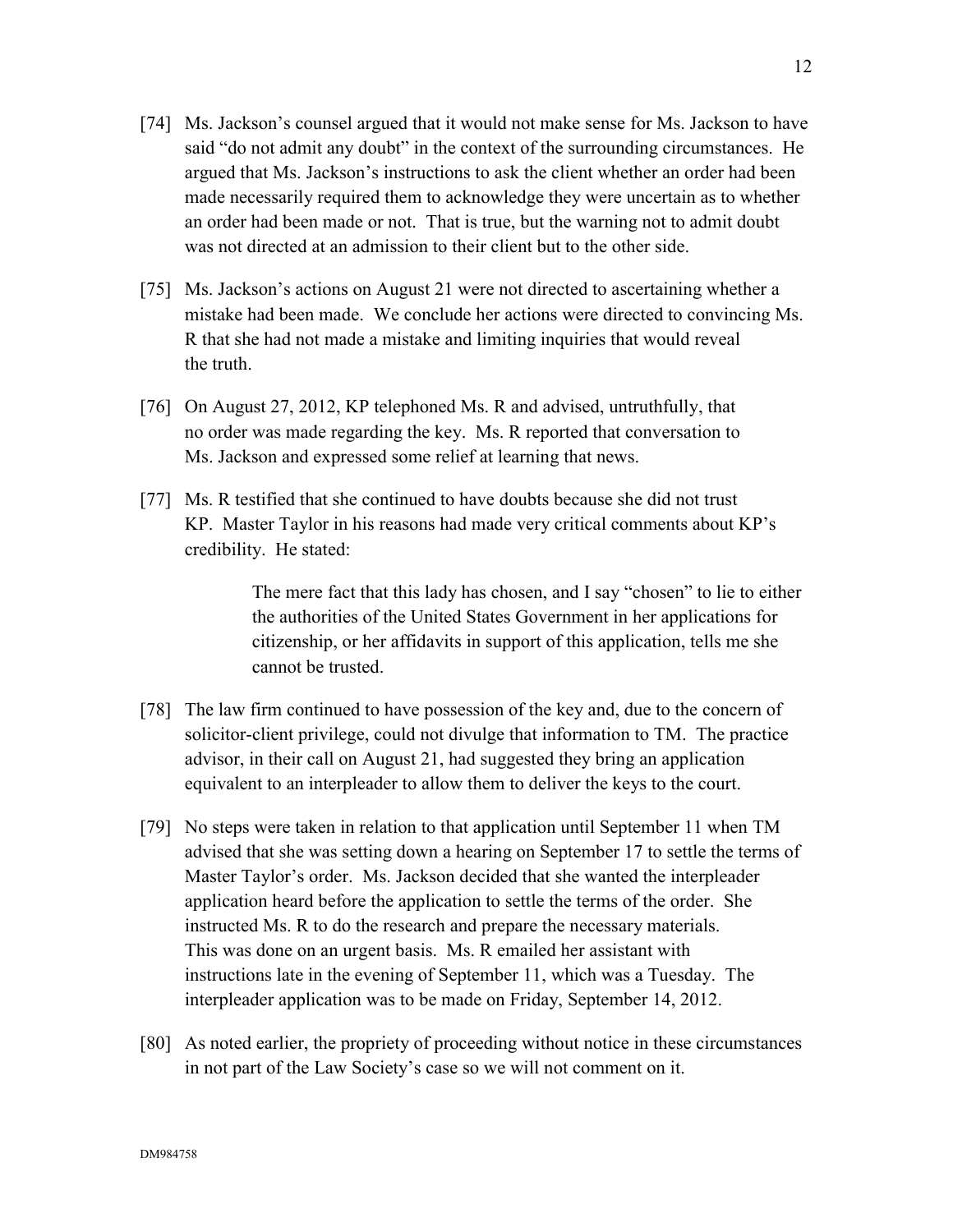[74] Ms. Jackson's counsel argued that it would not make sense for Ms. Jackson to have said "do not admit any doubt" in the context of the surrounding circumstances. He argued that Ms. Jackson's instructions to ask the client whether an order had been made necessarily required them to acknowledge they were uncertain as to whether an order had been made or not. That is true, but the warning not to admit doubt was not directed at an admission to their client but to the other side.

[75] Ms. Jackson's actions on August 21 were not directed to ascertaining whether a mistake had been made. We conclude her actions were directed to convincing Ms. R that she had not made a mistake and limiting inquiries that would reveal the truth.

[76] On August 27, 2012, KP telephoned Ms. R and advised, untruthfully, that no order was made regarding the key. Ms. R reported that conversation to Ms. Jackson and expressed some relief at learning that news.

[77] Ms. R testified that she continued to have doubts because she did not trust KP. Master Taylor in his reasons had made very critical comments about KP's credibility. He stated:

> The mere fact that this lady has chosen, and I say "chosen" to lie to either the authorities of the United States Government in her applications for citizenship, or her affidavits in support of this application, tells me she cannot be trusted.

[78] The law firm continued to have possession of the key and, due to the concern of solicitor-client privilege, could not divulge that information to TM. The practice advisor, in their call on August 21, had suggested they bring an application equivalent to an interpleader to allow them to deliver the keys to the court.

[79] No steps were taken in relation to that application until September 11 when TM advised that she was setting down a hearing on September 17 to settle the terms of Master Taylor's order. Ms. Jackson decided that she wanted the interpleader application heard before the application to settle the terms of the order. She instructed Ms. R to do the research and prepare the necessary materials. This was done on an urgent basis. Ms. R emailed her assistant with instructions late in the evening of September 11, which was a Tuesday. The interpleader application was to be made on Friday, September 14, 2012.

[80] As noted earlier, the propriety of proceeding without notice in these circumstances in not part of the Law Society's case so we will not comment on it.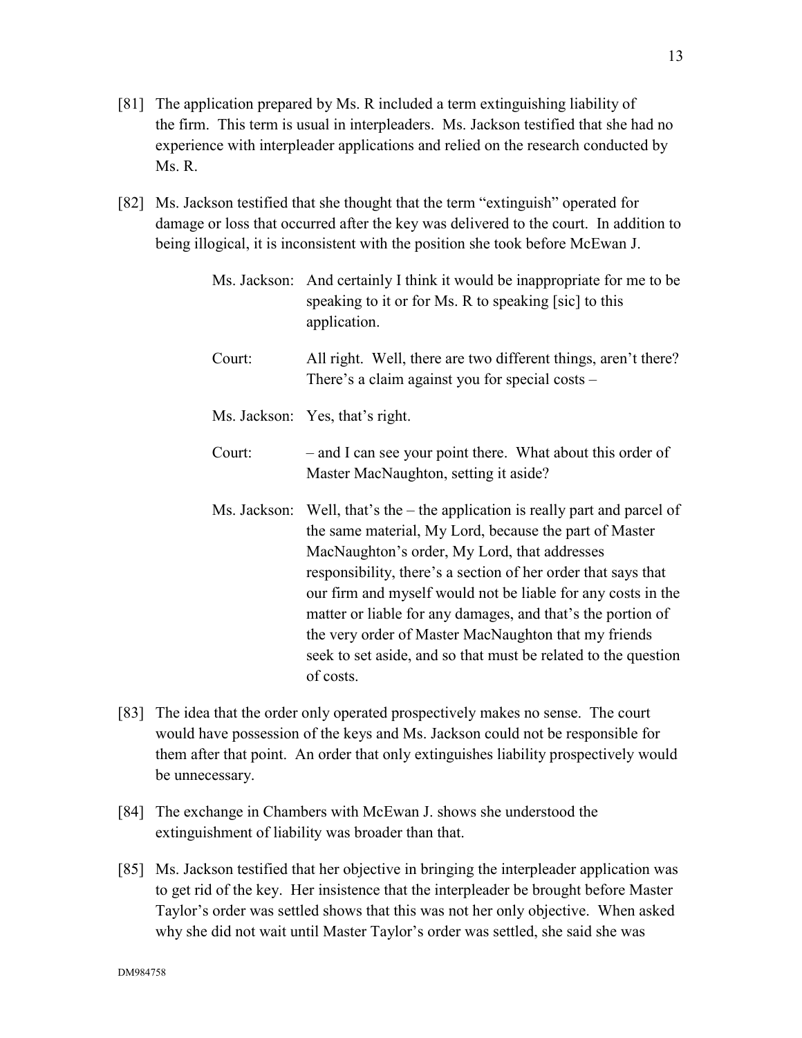[81] The application prepared by Ms. R included a term extinguishing liability of the firm. This term is usual in interpleaders. Ms. Jackson testified that she had no experience with interpleader applications and relied on the research conducted by Ms. R.

[82] Ms. Jackson testified that she thought that the term "extinguish" operated for damage or loss that occurred after the key was delivered to the court. In addition to being illogical, it is inconsistent with the position she took before McEwan J.

> Ms. Jackson: And certainly I think it would be inappropriate for me to be speaking to it or for Ms. R to speaking [sic] to this application.
>
> Court: All right. Well, there are two different things, aren't there? There's a claim against you for special costs –
>
> Ms. Jackson: Yes, that's right.
>
> Court: – and I can see your point there. What about this order of Master MacNaughton, setting it aside?
>
> Ms. Jackson: Well, that's the – the application is really part and parcel of the same material, My Lord, because the part of Master MacNaughton's order, My Lord, that addresses responsibility, there's a section of her order that says that our firm and myself would not be liable for any costs in the matter or liable for any damages, and that's the portion of the very order of Master MacNaughton that my friends seek to set aside, and so that must be related to the question of costs.

[83] The idea that the order only operated prospectively makes no sense. The court would have possession of the keys and Ms. Jackson could not be responsible for them after that point. An order that only extinguishes liability prospectively would be unnecessary.

[84] The exchange in Chambers with McEwan J. shows she understood the extinguishment of liability was broader than that.

[85] Ms. Jackson testified that her objective in bringing the interpleader application was to get rid of the key. Her insistence that the interpleader be brought before Master Taylor's order was settled shows that this was not her only objective. When asked why she did not wait until Master Taylor's order was settled, she said she was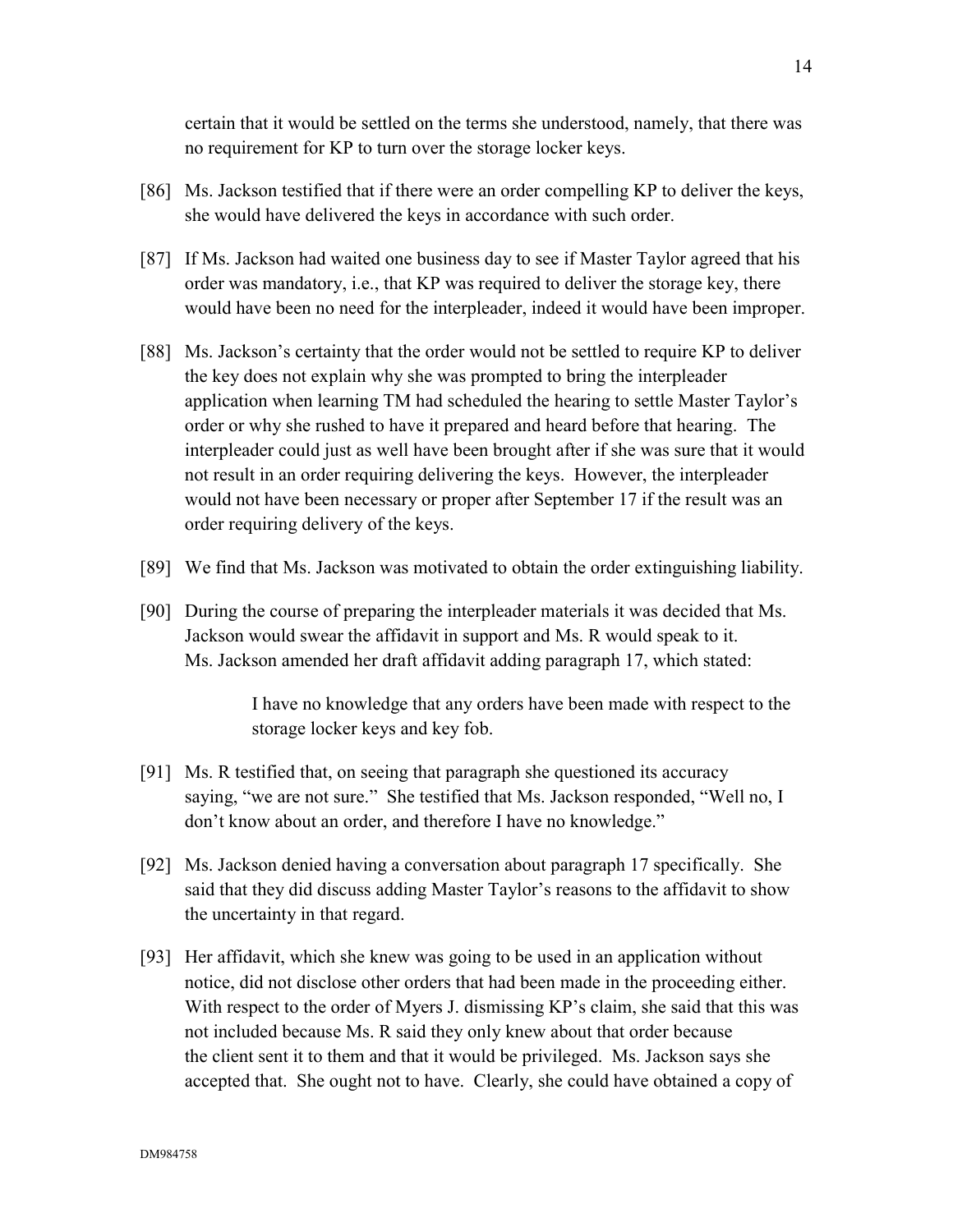certain that it would be settled on the terms she understood, namely, that there was no requirement for KP to turn over the storage locker keys.

[86] Ms. Jackson testified that if there were an order compelling KP to deliver the keys, she would have delivered the keys in accordance with such order.

[87] If Ms. Jackson had waited one business day to see if Master Taylor agreed that his order was mandatory, i.e., that KP was required to deliver the storage key, there would have been no need for the interpleader, indeed it would have been improper.

[88] Ms. Jackson's certainty that the order would not be settled to require KP to deliver the key does not explain why she was prompted to bring the interpleader application when learning TM had scheduled the hearing to settle Master Taylor's order or why she rushed to have it prepared and heard before that hearing. The interpleader could just as well have been brought after if she was sure that it would not result in an order requiring delivering the keys. However, the interpleader would not have been necessary or proper after September 17 if the result was an order requiring delivery of the keys.

[89] We find that Ms. Jackson was motivated to obtain the order extinguishing liability.

[90] During the course of preparing the interpleader materials it was decided that Ms. Jackson would swear the affidavit in support and Ms. R would speak to it. Ms. Jackson amended her draft affidavit adding paragraph 17, which stated:

> I have no knowledge that any orders have been made with respect to the storage locker keys and key fob.

[91] Ms. R testified that, on seeing that paragraph she questioned its accuracy saying, "we are not sure." She testified that Ms. Jackson responded, "Well no, I don't know about an order, and therefore I have no knowledge."

[92] Ms. Jackson denied having a conversation about paragraph 17 specifically. She said that they did discuss adding Master Taylor's reasons to the affidavit to show the uncertainty in that regard.

[93] Her affidavit, which she knew was going to be used in an application without notice, did not disclose other orders that had been made in the proceeding either. With respect to the order of Myers J. dismissing KP's claim, she said that this was not included because Ms. R said they only knew about that order because the client sent it to them and that it would be privileged. Ms. Jackson says she accepted that. She ought not to have. Clearly, she could have obtained a copy of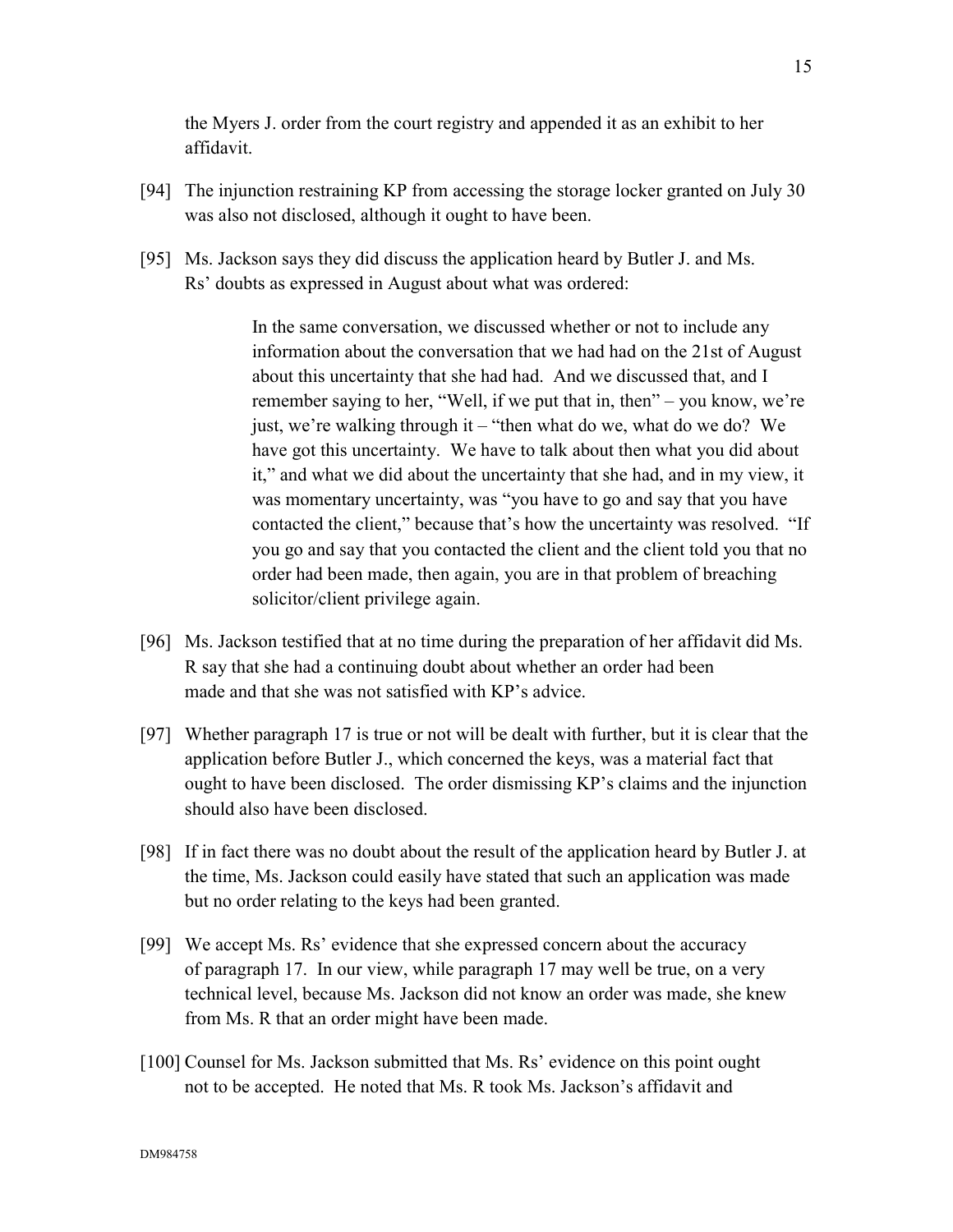the Myers J. order from the court registry and appended it as an exhibit to her affidavit.

[94] The injunction restraining KP from accessing the storage locker granted on July 30 was also not disclosed, although it ought to have been.

[95] Ms. Jackson says they did discuss the application heard by Butler J. and Ms. Rs' doubts as expressed in August about what was ordered:

> In the same conversation, we discussed whether or not to include any information about the conversation that we had had on the 21st of August about this uncertainty that she had had. And we discussed that, and I remember saying to her, "Well, if we put that in, then" – you know, we're just, we're walking through it – "then what do we, what do we do? We have got this uncertainty. We have to talk about then what you did about it," and what we did about the uncertainty that she had, and in my view, it was momentary uncertainty, was "you have to go and say that you have contacted the client," because that's how the uncertainty was resolved. "If you go and say that you contacted the client and the client told you that no order had been made, then again, you are in that problem of breaching solicitor/client privilege again.

[96] Ms. Jackson testified that at no time during the preparation of her affidavit did Ms. R say that she had a continuing doubt about whether an order had been made and that she was not satisfied with KP's advice.

[97] Whether paragraph 17 is true or not will be dealt with further, but it is clear that the application before Butler J., which concerned the keys, was a material fact that ought to have been disclosed. The order dismissing KP's claims and the injunction should also have been disclosed.

[98] If in fact there was no doubt about the result of the application heard by Butler J. at the time, Ms. Jackson could easily have stated that such an application was made but no order relating to the keys had been granted.

[99] We accept Ms. Rs' evidence that she expressed concern about the accuracy of paragraph 17. In our view, while paragraph 17 may well be true, on a very technical level, because Ms. Jackson did not know an order was made, she knew from Ms. R that an order might have been made.

[100] Counsel for Ms. Jackson submitted that Ms. Rs' evidence on this point ought not to be accepted. He noted that Ms. R took Ms. Jackson's affidavit and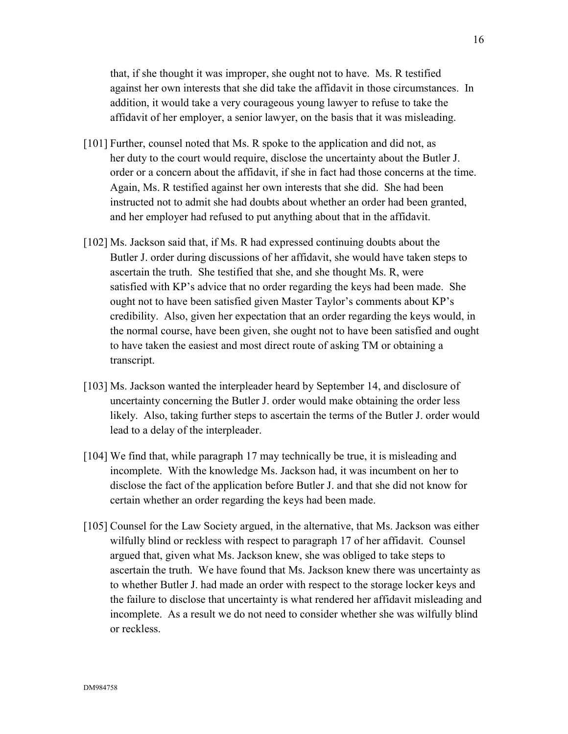that, if she thought it was improper, she ought not to have. Ms. R testified against her own interests that she did take the affidavit in those circumstances. In addition, it would take a very courageous young lawyer to refuse to take the affidavit of her employer, a senior lawyer, on the basis that it was misleading.

[101] Further, counsel noted that Ms. R spoke to the application and did not, as her duty to the court would require, disclose the uncertainty about the Butler J. order or a concern about the affidavit, if she in fact had those concerns at the time. Again, Ms. R testified against her own interests that she did. She had been instructed not to admit she had doubts about whether an order had been granted, and her employer had refused to put anything about that in the affidavit.

[102] Ms. Jackson said that, if Ms. R had expressed continuing doubts about the Butler J. order during discussions of her affidavit, she would have taken steps to ascertain the truth. She testified that she, and she thought Ms. R, were satisfied with KP's advice that no order regarding the keys had been made. She ought not to have been satisfied given Master Taylor's comments about KP's credibility. Also, given her expectation that an order regarding the keys would, in the normal course, have been given, she ought not to have been satisfied and ought to have taken the easiest and most direct route of asking TM or obtaining a transcript.

[103] Ms. Jackson wanted the interpleader heard by September 14, and disclosure of uncertainty concerning the Butler J. order would make obtaining the order less likely. Also, taking further steps to ascertain the terms of the Butler J. order would lead to a delay of the interpleader.

[104] We find that, while paragraph 17 may technically be true, it is misleading and incomplete. With the knowledge Ms. Jackson had, it was incumbent on her to disclose the fact of the application before Butler J. and that she did not know for certain whether an order regarding the keys had been made.

[105] Counsel for the Law Society argued, in the alternative, that Ms. Jackson was either wilfully blind or reckless with respect to paragraph 17 of her affidavit. Counsel argued that, given what Ms. Jackson knew, she was obliged to take steps to ascertain the truth. We have found that Ms. Jackson knew there was uncertainty as to whether Butler J. had made an order with respect to the storage locker keys and the failure to disclose that uncertainty is what rendered her affidavit misleading and incomplete. As a result we do not need to consider whether she was wilfully blind or reckless.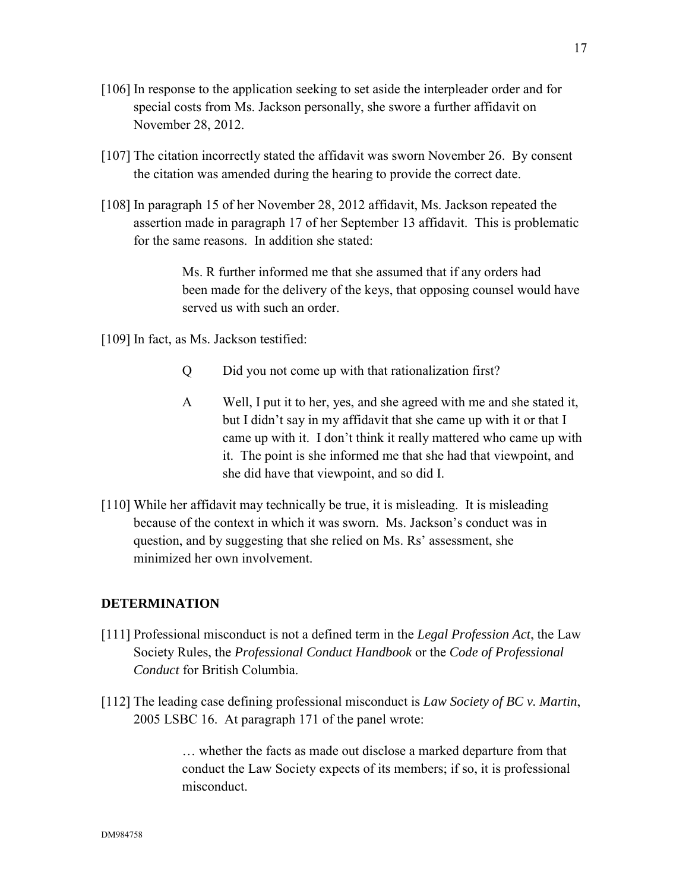[106] In response to the application seeking to set aside the interpleader order and for special costs from Ms. Jackson personally, she swore a further affidavit on November 28, 2012.

[107] The citation incorrectly stated the affidavit was sworn November 26. By consent the citation was amended during the hearing to provide the correct date.

[108] In paragraph 15 of her November 28, 2012 affidavit, Ms. Jackson repeated the assertion made in paragraph 17 of her September 13 affidavit. This is problematic for the same reasons. In addition she stated:

> Ms. R further informed me that she assumed that if any orders had been made for the delivery of the keys, that opposing counsel would have served us with such an order.

[109] In fact, as Ms. Jackson testified:

> Q Did you not come up with that rationalization first?
>
> A Well, I put it to her, yes, and she agreed with me and she stated it, but I didn't say in my affidavit that she came up with it or that I came up with it. I don't think it really mattered who came up with it. The point is she informed me that she had that viewpoint, and she did have that viewpoint, and so did I.

[110] While her affidavit may technically be true, it is misleading. It is misleading because of the context in which it was sworn. Ms. Jackson's conduct was in question, and by suggesting that she relied on Ms. Rs' assessment, she minimized her own involvement.

## DETERMINATION

[111] Professional misconduct is not a defined term in the *Legal Profession Act*, the Law Society Rules, the *Professional Conduct Handbook* or the *Code of Professional Conduct* for British Columbia.

[112] The leading case defining professional misconduct is *Law Society of BC v. Martin*, 2005 LSBC 16. At paragraph 171 of the panel wrote:

> … whether the facts as made out disclose a marked departure from that conduct the Law Society expects of its members; if so, it is professional misconduct.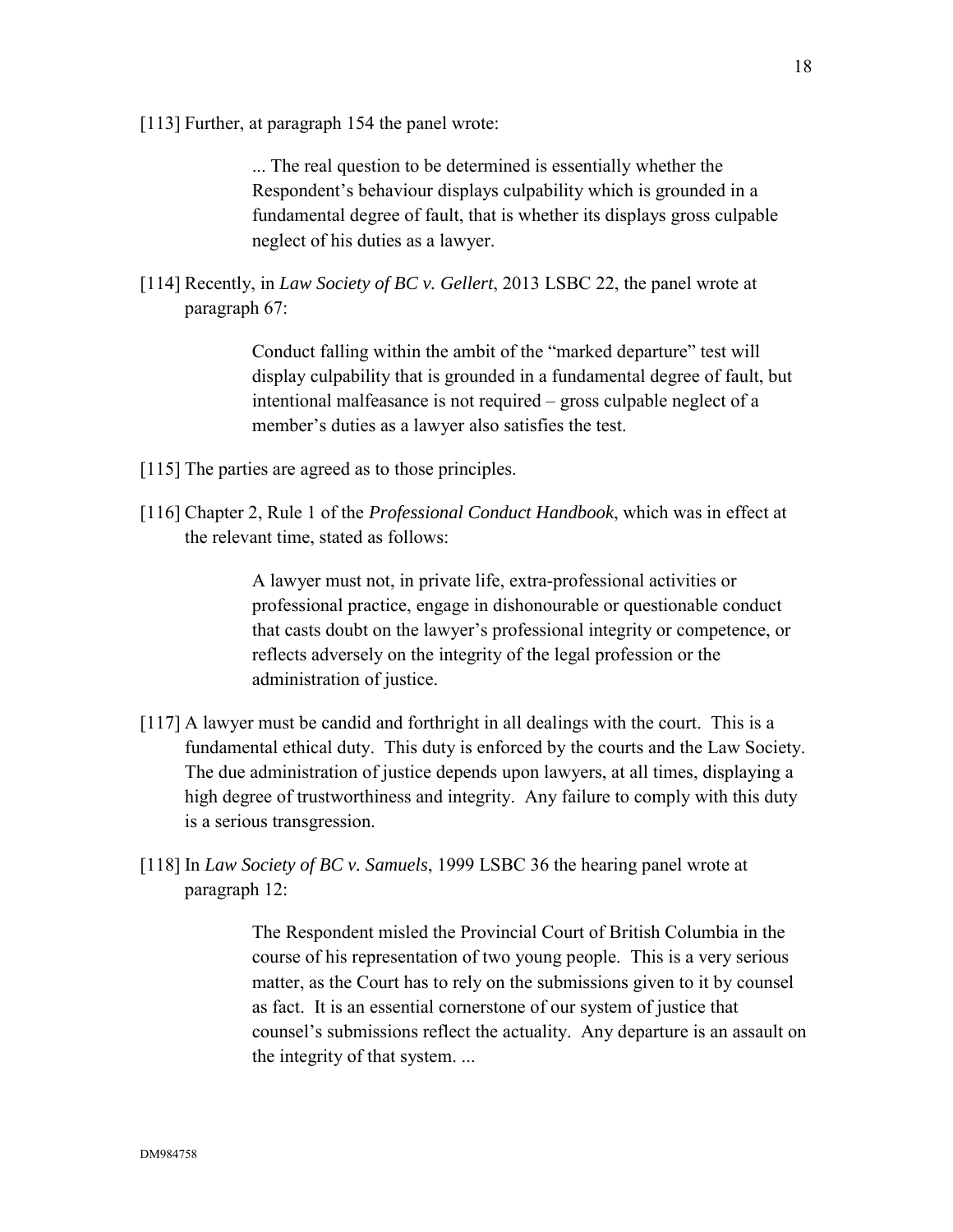[113] Further, at paragraph 154 the panel wrote:

> ... The real question to be determined is essentially whether the Respondent's behaviour displays culpability which is grounded in a fundamental degree of fault, that is whether its displays gross culpable neglect of his duties as a lawyer.

[114] Recently, in *Law Society of BC v. Gellert*, 2013 LSBC 22, the panel wrote at paragraph 67:

> Conduct falling within the ambit of the "marked departure" test will display culpability that is grounded in a fundamental degree of fault, but intentional malfeasance is not required – gross culpable neglect of a member's duties as a lawyer also satisfies the test.

[115] The parties are agreed as to those principles.

[116] Chapter 2, Rule 1 of the *Professional Conduct Handbook*, which was in effect at the relevant time, stated as follows:

> A lawyer must not, in private life, extra-professional activities or professional practice, engage in dishonourable or questionable conduct that casts doubt on the lawyer's professional integrity or competence, or reflects adversely on the integrity of the legal profession or the administration of justice.

[117] A lawyer must be candid and forthright in all dealings with the court. This is a fundamental ethical duty. This duty is enforced by the courts and the Law Society. The due administration of justice depends upon lawyers, at all times, displaying a high degree of trustworthiness and integrity. Any failure to comply with this duty is a serious transgression.

[118] In *Law Society of BC v. Samuels*, 1999 LSBC 36 the hearing panel wrote at paragraph 12:

> The Respondent misled the Provincial Court of British Columbia in the course of his representation of two young people. This is a very serious matter, as the Court has to rely on the submissions given to it by counsel as fact. It is an essential cornerstone of our system of justice that counsel's submissions reflect the actuality. Any departure is an assault on the integrity of that system. ...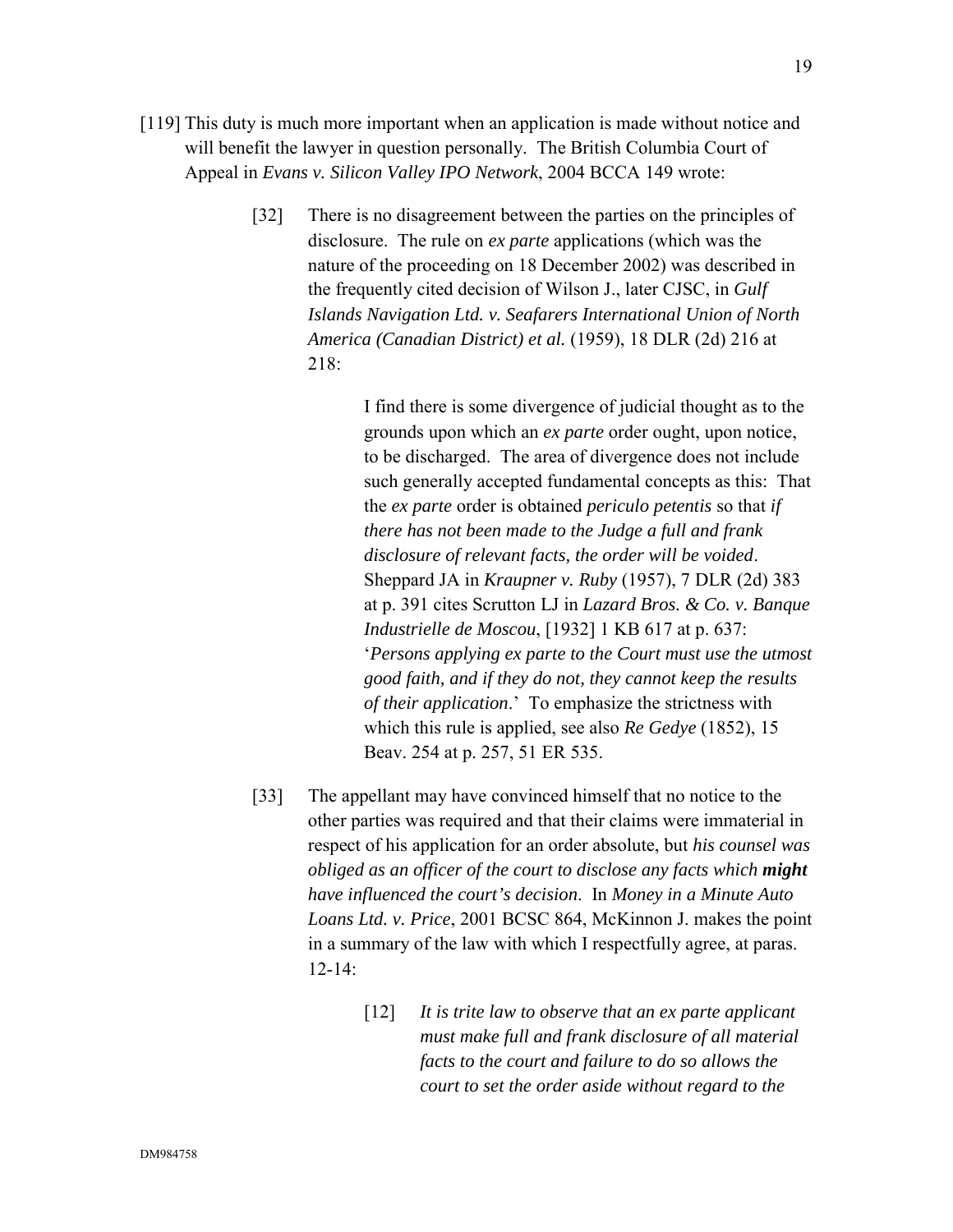[119] This duty is much more important when an application is made without notice and will benefit the lawyer in question personally. The British Columbia Court of Appeal in *Evans v. Silicon Valley IPO Network*, 2004 BCCA 149 wrote:

> [32] There is no disagreement between the parties on the principles of disclosure. The rule on *ex parte* applications (which was the nature of the proceeding on 18 December 2002) was described in the frequently cited decision of Wilson J., later CJSC, in *Gulf Islands Navigation Ltd. v. Seafarers International Union of North America (Canadian District) et al.* (1959), 18 DLR (2d) 216 at 218:
>
> > I find there is some divergence of judicial thought as to the grounds upon which an *ex parte* order ought, upon notice, to be discharged. The area of divergence does not include such generally accepted fundamental concepts as this: That the *ex parte* order is obtained *periculo petentis* so that *if there has not been made to the Judge a full and frank disclosure of relevant facts, the order will be voided*. Sheppard JA in *Kraupner v. Ruby* (1957), 7 DLR (2d) 383 at p. 391 cites Scrutton LJ in *Lazard Bros. & Co. v. Banque Industrielle de Moscou*, [1932] 1 KB 617 at p. 637: '*Persons applying ex parte to the Court must use the utmost good faith, and if they do not, they cannot keep the results of their application*.' To emphasize the strictness with which this rule is applied, see also *Re Gedye* (1852), 15 Beav. 254 at p. 257, 51 ER 535.
>
> [33] The appellant may have convinced himself that no notice to the other parties was required and that their claims were immaterial in respect of his application for an order absolute, but *his counsel was obliged as an officer of the court to disclose any facts which **might** have influenced the court's decision*. In *Money in a Minute Auto Loans Ltd. v. Price*, 2001 BCSC 864, McKinnon J. makes the point in a summary of the law with which I respectfully agree, at paras. 12-14:
>
> > [12] *It is trite law to observe that an ex parte applicant must make full and frank disclosure of all material facts to the court and failure to do so allows the court to set the order aside without regard to the*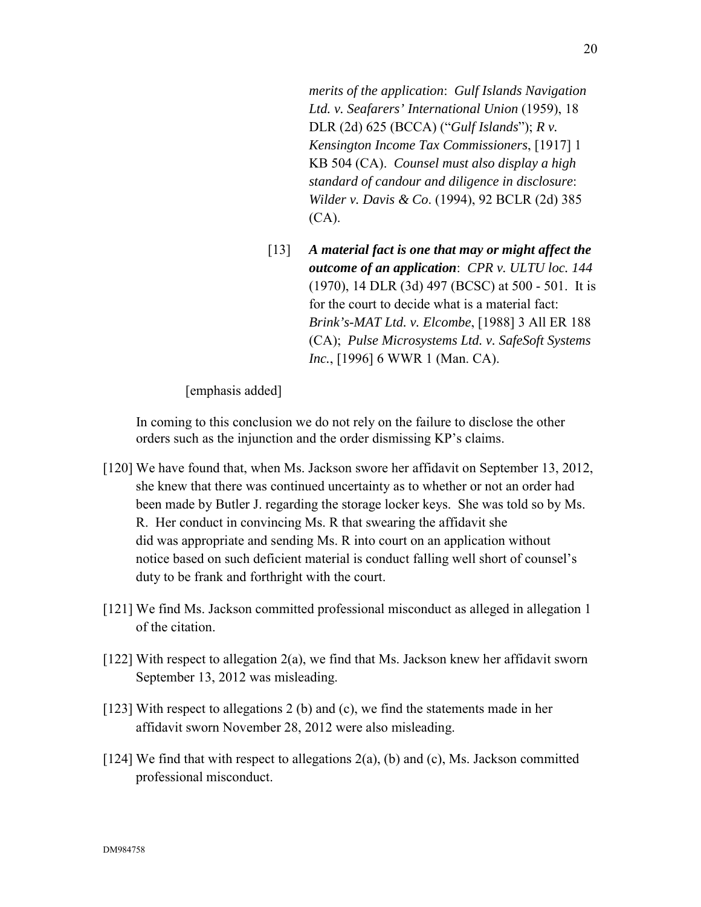> *merits of the application*: *Gulf Islands Navigation Ltd. v. Seafarers' International Union* (1959), 18 DLR (2d) 625 (BCCA) ("*Gulf Islands*"); *R v. Kensington Income Tax Commissioners*, [1917] 1 KB 504 (CA). *Counsel must also display a high standard of candour and diligence in disclosure*: *Wilder v. Davis & Co.* (1994), 92 BCLR (2d) 385 (CA).
>
> [13] ***A material fact is one that may or might affect the outcome of an application***: *CPR v. ULTU loc. 144* (1970), 14 DLR (3d) 497 (BCSC) at 500 - 501. It is for the court to decide what is a material fact: *Brink's-MAT Ltd. v. Elcombe*, [1988] 3 All ER 188 (CA); *Pulse Microsystems Ltd. v. SafeSoft Systems Inc.*, [1996] 6 WWR 1 (Man. CA).

[emphasis added]

In coming to this conclusion we do not rely on the failure to disclose the other orders such as the injunction and the order dismissing KP's claims.

[120] We have found that, when Ms. Jackson swore her affidavit on September 13, 2012, she knew that there was continued uncertainty as to whether or not an order had been made by Butler J. regarding the storage locker keys. She was told so by Ms. R. Her conduct in convincing Ms. R that swearing the affidavit she did was appropriate and sending Ms. R into court on an application without notice based on such deficient material is conduct falling well short of counsel's duty to be frank and forthright with the court.

[121] We find Ms. Jackson committed professional misconduct as alleged in allegation 1 of the citation.

[122] With respect to allegation 2(a), we find that Ms. Jackson knew her affidavit sworn September 13, 2012 was misleading.

[123] With respect to allegations 2 (b) and (c), we find the statements made in her affidavit sworn November 28, 2012 were also misleading.

[124] We find that with respect to allegations 2(a), (b) and (c), Ms. Jackson committed professional misconduct.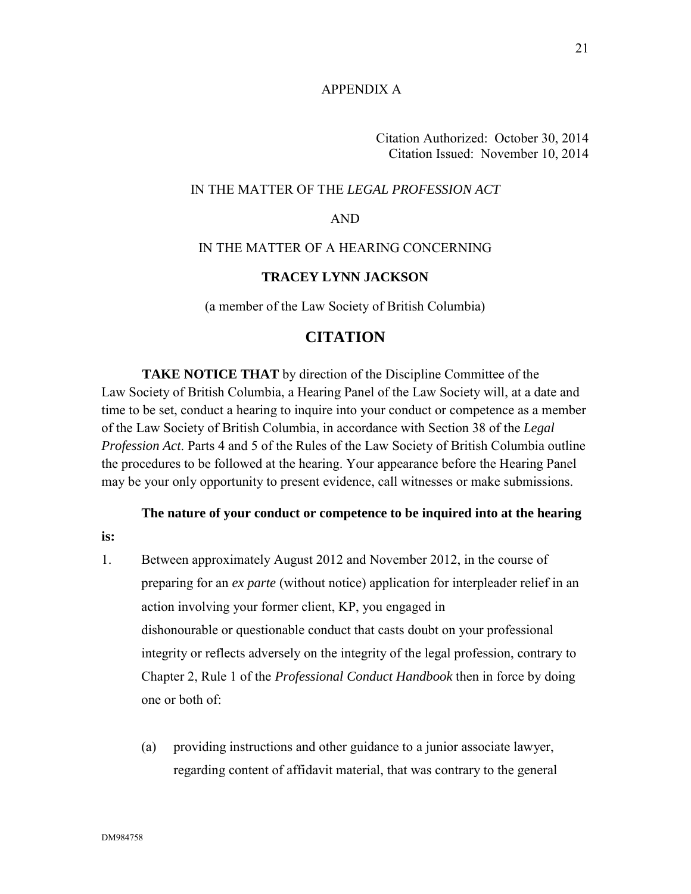APPENDIX A

Citation Authorized: October 30, 2014
Citation Issued: November 10, 2014

IN THE MATTER OF THE *LEGAL PROFESSION ACT*

AND

IN THE MATTER OF A HEARING CONCERNING

**TRACEY LYNN JACKSON**

(a member of the Law Society of British Columbia)

## CITATION

**TAKE NOTICE THAT** by direction of the Discipline Committee of the Law Society of British Columbia, a Hearing Panel of the Law Society will, at a date and time to be set, conduct a hearing to inquire into your conduct or competence as a member of the Law Society of British Columbia, in accordance with Section 38 of the *Legal Profession Act*. Parts 4 and 5 of the Rules of the Law Society of British Columbia outline the procedures to be followed at the hearing. Your appearance before the Hearing Panel may be your only opportunity to present evidence, call witnesses or make submissions.

**The nature of your conduct or competence to be inquired into at the hearing is:**

1. Between approximately August 2012 and November 2012, in the course of preparing for an *ex parte* (without notice) application for interpleader relief in an action involving your former client, KP, you engaged in dishonourable or questionable conduct that casts doubt on your professional integrity or reflects adversely on the integrity of the legal profession, contrary to Chapter 2, Rule 1 of the *Professional Conduct Handbook* then in force by doing one or both of:

   (a) providing instructions and other guidance to a junior associate lawyer, regarding content of affidavit material, that was contrary to the general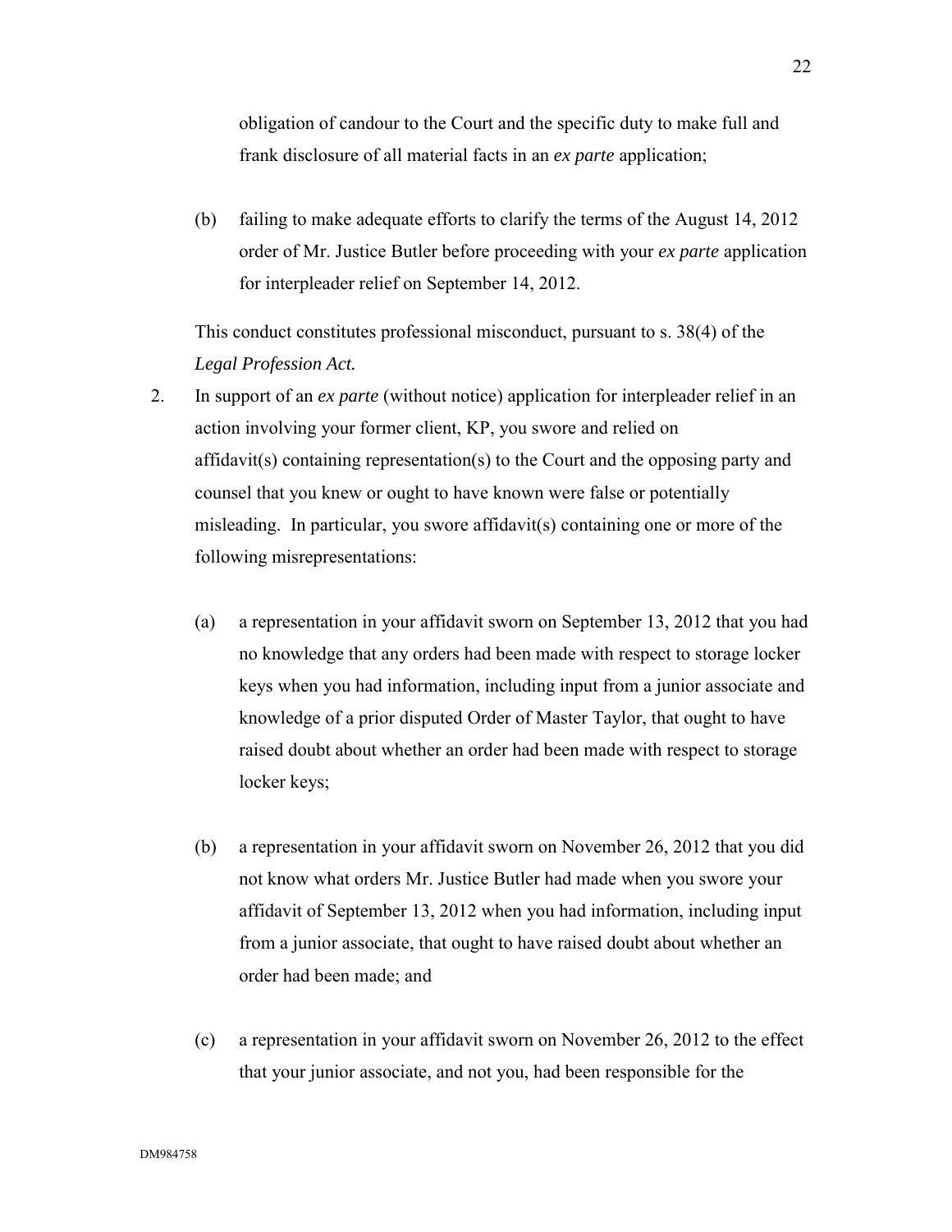obligation of candour to the Court and the specific duty to make full and frank disclosure of all material facts in an *ex parte* application;

(b) failing to make adequate efforts to clarify the terms of the August 14, 2012 order of Mr. Justice Butler before proceeding with your *ex parte* application for interpleader relief on September 14, 2012.

This conduct constitutes professional misconduct, pursuant to s. 38(4) of the *Legal Profession Act.*

2. In support of an *ex parte* (without notice) application for interpleader relief in an action involving your former client, KP, you swore and relied on affidavit(s) containing representation(s) to the Court and the opposing party and counsel that you knew or ought to have known were false or potentially misleading. In particular, you swore affidavit(s) containing one or more of the following misrepresentations:

   (a) a representation in your affidavit sworn on September 13, 2012 that you had no knowledge that any orders had been made with respect to storage locker keys when you had information, including input from a junior associate and knowledge of a prior disputed Order of Master Taylor, that ought to have raised doubt about whether an order had been made with respect to storage locker keys;

   (b) a representation in your affidavit sworn on November 26, 2012 that you did not know what orders Mr. Justice Butler had made when you swore your affidavit of September 13, 2012 when you had information, including input from a junior associate, that ought to have raised doubt about whether an order had been made; and

   (c) a representation in your affidavit sworn on November 26, 2012 to the effect that your junior associate, and not you, had been responsible for the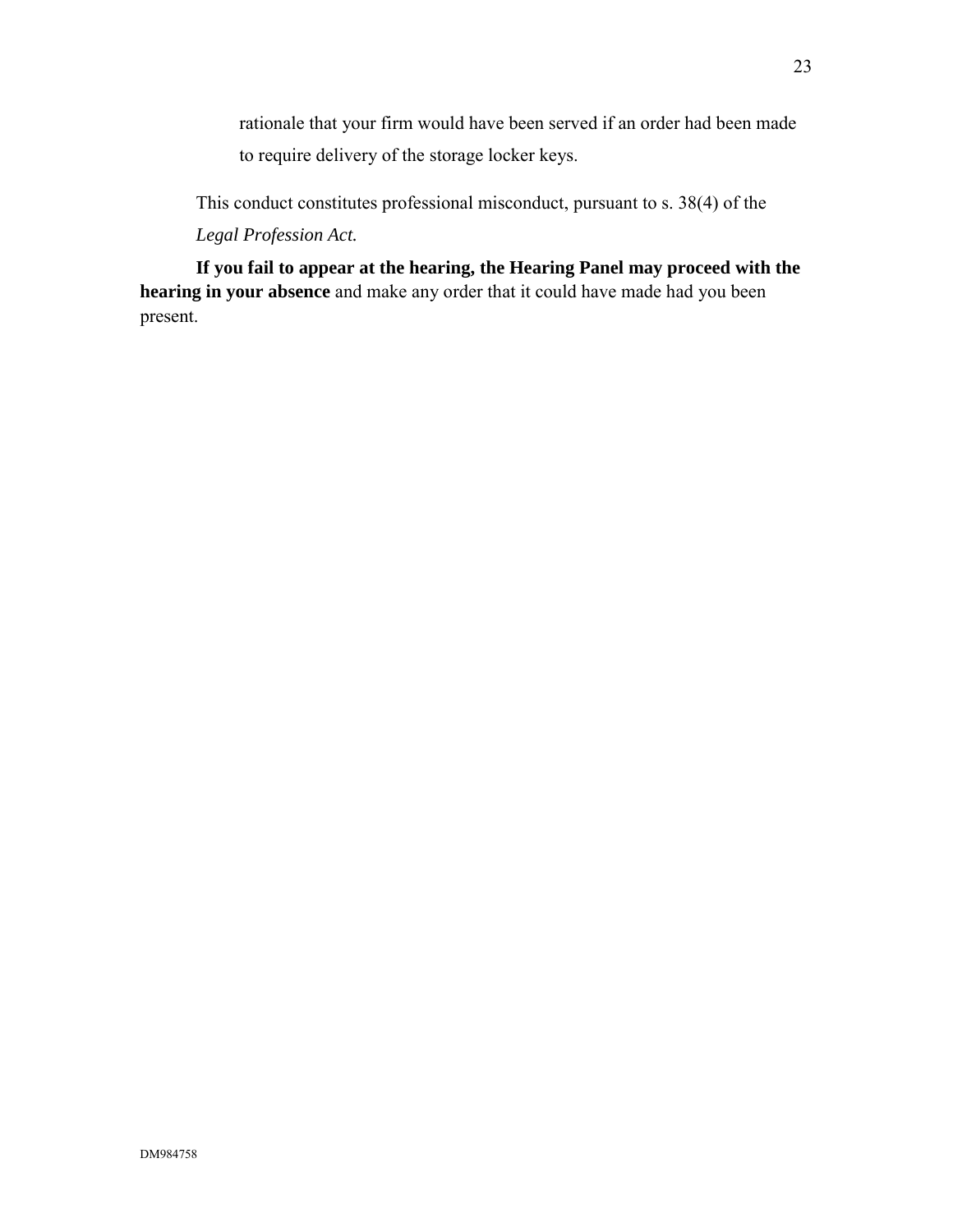rationale that your firm would have been served if an order had been made to require delivery of the storage locker keys.

This conduct constitutes professional misconduct, pursuant to s. 38(4) of the *Legal Profession Act.*

**If you fail to appear at the hearing, the Hearing Panel may proceed with the hearing in your absence** and make any order that it could have made had you been present.

DM984758